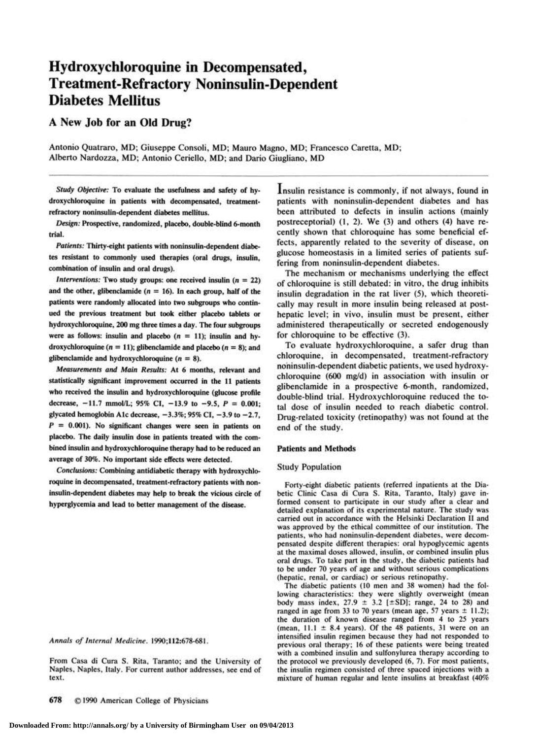# Hydroxychloroquine in Decompensated, Treatment-Refractory Noninsulin-Dependent Diabetes Mellitus

## A New Job for an Old Drug?

Antonio Quatraro, MD; Giuseppe Consoli, MD; Mauro Magno, MD; Francesco Caretta, MD; Alberto Nardozza, MD; Antonio Ceriello, MD; and Dario Giugliano, MD

*Study Objective:* To evaluate the usefulness and safety of hydroxychloroquine in patients with decompensated, treatment-refractory noninsulin-dependent diabetes mellitus.

*Design:* Prospective, randomized, placebo, double-blind 6-month trial.

*Patients:* Thirty-eight patients with noninsulin-dependent diabetes resistant to commonly used therapies (oral drugs, insulin, combination of insulin and oral drugs).

*Interventions:* Two study groups: one received insulin ($n = 22$) and the other, glibenclamide ($n = 16$). In each group, half of the patients were randomly allocated into two subgroups who continued the previous treatment but took either placebo tablets or hydroxychloroquine, 200 mg three times a day. The four subgroups were as follows: insulin and placebo ($n = 11$); insulin and hydroxychloroquine ($n = 11$); glibenclamide and placebo ($n = 8$); and glibenclamide and hydroxychloroquine ($n = 8$).

*Measurements and Main Results:* At 6 months, relevant and statistically significant improvement occurred in the 11 patients who received the insulin and hydroxychloroquine (glucose profile decrease, −11.7 mmol/L; 95% CI, −13.9 to −9.5, $P = 0.001$; glycated hemoglobin A1c decrease, −3.3%; 95% CI, −3.9 to −2.7, $P = 0.001$). No significant changes were seen in patients on placebo. The daily insulin dose in patients treated with the combined insulin and hydroxychloroquine therapy had to be reduced an average of 30%. No important side effects were detected.

*Conclusions:* Combining antidiabetic therapy with hydroxychloroquine in decompensated, treatment-refractory patients with noninsulin-dependent diabetes may help to break the vicious circle of hyperglycemia and lead to better management of the disease.

*Annals of Internal Medicine.* 1990;**112**:678-681.

From Casa di Cura S. Rita, Taranto; and the University of Naples, Naples, Italy. For current author addresses, see end of text.

Insulin resistance is commonly, if not always, found in patients with noninsulin-dependent diabetes and has been attributed to defects in insulin actions (mainly postreceptorial) (1, 2). We (3) and others (4) have recently shown that chloroquine has some beneficial effects, apparently related to the severity of disease, on glucose homeostasis in a limited series of patients suffering from noninsulin-dependent diabetes.

The mechanism or mechanisms underlying the effect of chloroquine is still debated: in vitro, the drug inhibits insulin degradation in the rat liver (5), which theoretically may result in more insulin being released at posthepatic level; in vivo, insulin must be present, either administered therapeutically or secreted endogenously for chloroquine to be effective (3).

To evaluate hydroxychloroquine, a safer drug than chloroquine, in decompensated, treatment-refractory noninsulin-dependent diabetic patients, we used hydroxychloroquine (600 mg/d) in association with insulin or glibenclamide in a prospective 6-month, randomized, double-blind trial. Hydroxychloroquine reduced the total dose of insulin needed to reach diabetic control. Drug-related toxicity (retinopathy) was not found at the end of the study.

### Patients and Methods

#### Study Population

Forty-eight diabetic patients (referred inpatients at the Diabetic Clinic Casa di Cura S. Rita, Taranto, Italy) gave informed consent to participate in our study after a clear and detailed explanation of its experimental nature. The study was carried out in accordance with the Helsinki Declaration II and was approved by the ethical committee of our institution. The patients, who had noninsulin-dependent diabetes, were decompensated despite different therapies: oral hypoglycemic agents at the maximal doses allowed, insulin, or combined insulin plus oral drugs. To take part in the study, the diabetic patients had to be under 70 years of age and without serious complications (hepatic, renal, or cardiac) or serious retinopathy.

The diabetic patients (10 men and 38 women) had the following characteristics: they were slightly overweight (mean body mass index, 27.9 ± 3.2 [±SD]; range, 24 to 28) and ranged in age from 33 to 70 years (mean age, 57 years ± 11.2); the duration of known disease ranged from 4 to 25 years (mean, 11.1 ± 8.4 years). Of the 48 patients, 31 were on an intensified insulin regimen because they had not responded to previous oral therapy; 16 of these patients were being treated with a combined insulin and sulfonylurea therapy according to the protocol we previously developed (6, 7). For most patients, the insulin regimen consisted of three spaced injections with a mixture of human regular and lente insulins at breakfast (40%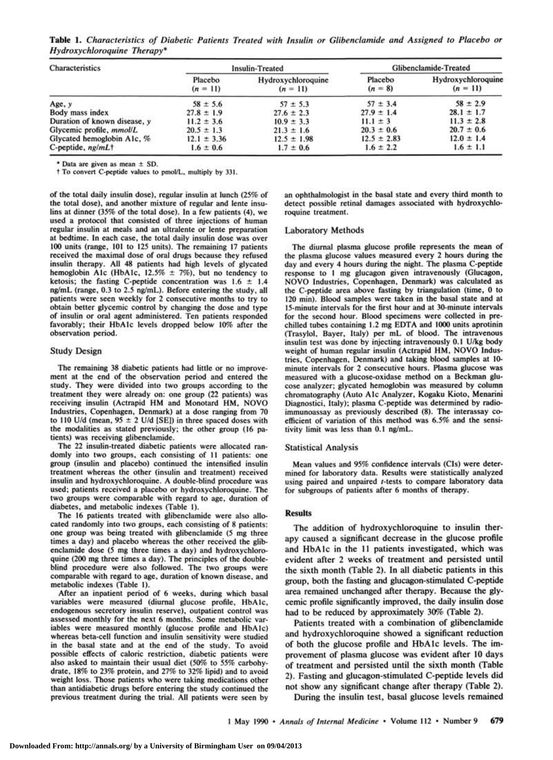**Table 1.** *Characteristics of Diabetic Patients Treated with Insulin or Glibenclamide and Assigned to Placebo or Hydroxychloroquine Therapy**

| Characteristics | Insulin-Treated | | Glibenclamide-Treated | |
|---|---|---|---|---|
| | Placebo ($n$ = 11) | Hydroxychloroquine ($n$ = 11) | Placebo ($n$ = 8) | Hydroxychloroquine ($n$ = 11) |
| Age, *y* | 58 ± 5.6 | 57 ± 5.3 | 57 ± 3.4 | 58 ± 2.9 |
| Body mass index | 27.8 ± 1.9 | 27.6 ± 2.3 | 27.9 ± 1.4 | 28.1 ± 1.7 |
| Duration of known disease, *y* | 11.2 ± 3.6 | 10.9 ± 3.3 | 11.1 ± 3 | 11.3 ± 2.8 |
| Glycemic profile, *mmol/L* | 20.5 ± 1.3 | 21.3 ± 1.6 | 20.3 ± 0.6 | 20.7 ± 0.6 |
| Glycated hemoglobin A1c, % | 12.1 ± 3.36 | 12.5 ± 1.98 | 12.5 ± 2.83 | 12.0 ± 1.4 |
| C-peptide, *ng/mL*† | 1.6 ± 0.6 | 1.7 ± 0.6 | 1.6 ± 2.2 | 1.6 ± 1.1 |

\* Data are given as mean ± SD.
† To convert C-peptide values to pmol/L, multiply by 331.

of the total daily insulin dose), regular insulin at lunch (25% of the total dose), and another mixture of regular and lente insulins at dinner (35% of the total dose). In a few patients (4), we used a protocol that consisted of three injections of human regular insulin at meals and an ultralente or lente preparation at bedtime. In each case, the total daily insulin dose was over 100 units (range, 101 to 125 units). The remaining 17 patients received the maximal dose of oral drugs because they refused insulin therapy. All 48 patients had high levels of glycated hemoglobin A1c (HbA1c, 12.5% ± 7%), but no tendency to ketosis; the fasting C-peptide concentration was 1.6 ± 1.4 ng/mL (range, 0.3 to 2.5 ng/mL). Before entering the study, all patients were seen weekly for 2 consecutive months to try to obtain better glycemic control by changing the dose and type of insulin or oral agent administered. Ten patients responded favorably; their HbA1c levels dropped below 10% after the observation period.

## Study Design

The remaining 38 diabetic patients had little or no improvement at the end of the observation period and entered the study. They were divided into two groups according to the treatment they were already on: one group (22 patients) was receiving insulin (Actrapid HM and Monotard HM, NOVO Industries, Copenhagen, Denmark) at a dose ranging from 70 to 110 U/d (mean, 95 ± 2 U/d [SE]) in three spaced doses with the modalities as stated previously; the other group (16 patients) was receiving glibenclamide.

The 22 insulin-treated diabetic patients were allocated randomly into two groups, each consisting of 11 patients: one group (insulin and placebo) continued the intensified insulin treatment whereas the other (insulin and treatment) received insulin and hydroxychloroquine. A double-blind procedure was used; patients received a placebo or hydroxychloroquine. The two groups were comparable with regard to age, duration of diabetes, and metabolic indexes (Table 1).

The 16 patients treated with glibenclamide were also allocated randomly into two groups, each consisting of 8 patients: one group was being treated with glibenclamide (5 mg three times a day) and placebo whereas the other received the glibenclamide dose (5 mg three times a day) and hydroxychloroquine (200 mg three times a day). The principles of the double-blind procedure were also followed. The two groups were comparable with regard to age, duration of known disease, and metabolic indexes (Table 1).

After an inpatient period of 6 weeks, during which basal variables were measured (diurnal glucose profile, HbA1c, endogenous secretory insulin reserve), outpatient control was assessed monthly for the next 6 months. Some metabolic variables were measured monthly (glucose profile and HbA1c) whereas beta-cell function and insulin sensitivity were studied in the basal state and at the end of the study. To avoid possible effects of caloric restriction, diabetic patients were also asked to maintain their usual diet (50% to 55% carbohydrate, 18% to 23% protein, and 27% to 32% lipid) and to avoid weight loss. Those patients who were taking medications other than antidiabetic drugs before entering the study continued the previous treatment during the trial. All patients were seen by an ophthalmologist in the basal state and every third month to detect possible retinal damages associated with hydroxychloroquine treatment.

## Laboratory Methods

The diurnal plasma glucose profile represents the mean of the plasma glucose values measured every 2 hours during the day and every 4 hours during the night. The plasma C-peptide response to 1 mg glucagon given intravenously (Glucagon, NOVO Industries, Copenhagen, Denmark) was calculated as the C-peptide area above fasting by triangulation (time, 0 to 120 min). Blood samples were taken in the basal state and at 15-minute intervals for the first hour and at 30-minute intervals for the second hour. Blood specimens were collected in prechilled tubes containing 1.2 mg EDTA and 1000 units aprotinin (Trasylol, Bayer, Italy) per mL of blood. The intravenous insulin test was done by injecting intravenously 0.1 U/kg body weight of human regular insulin (Actrapid HM, NOVO Industries, Copenhagen, Denmark) and taking blood samples at 10-minute intervals for 2 consecutive hours. Plasma glucose was measured with a glucose-oxidase method on a Beckman glucose analyzer; glycated hemoglobin was measured by column chromatography (Auto A1c Analyzer, Kogaku Kioto, Menarini Diagnostici, Italy); plasma C-peptide was determined by radioimmunoassay as previously described (8). The interassay coefficient of variation of this method was 6.5% and the sensitivity limit was less than 0.1 ng/mL.

## Statistical Analysis

Mean values and 95% confidence intervals (CIs) were determined for laboratory data. Results were statistically analyzed using paired and unpaired $t$-tests to compare laboratory data for subgroups of patients after 6 months of therapy.

# Results

The addition of hydroxychloroquine to insulin therapy caused a significant decrease in the glucose profile and HbA1c in the 11 patients investigated, which was evident after 2 weeks of treatment and persisted until the sixth month (Table 2). In all diabetic patients in this group, both the fasting and glucagon-stimulated C-peptide area remained unchanged after therapy. Because the glycemic profile significantly improved, the daily insulin dose had to be reduced by approximately 30% (Table 2).

Patients treated with a combination of glibenclamide and hydroxychloroquine showed a significant reduction of both the glucose profile and HbA1c levels. The improvement of plasma glucose was evident after 10 days of treatment and persisted until the sixth month (Table 2). Fasting and glucagon-stimulated C-peptide levels did not show any significant change after therapy (Table 2).

During the insulin test, basal glucose levels remained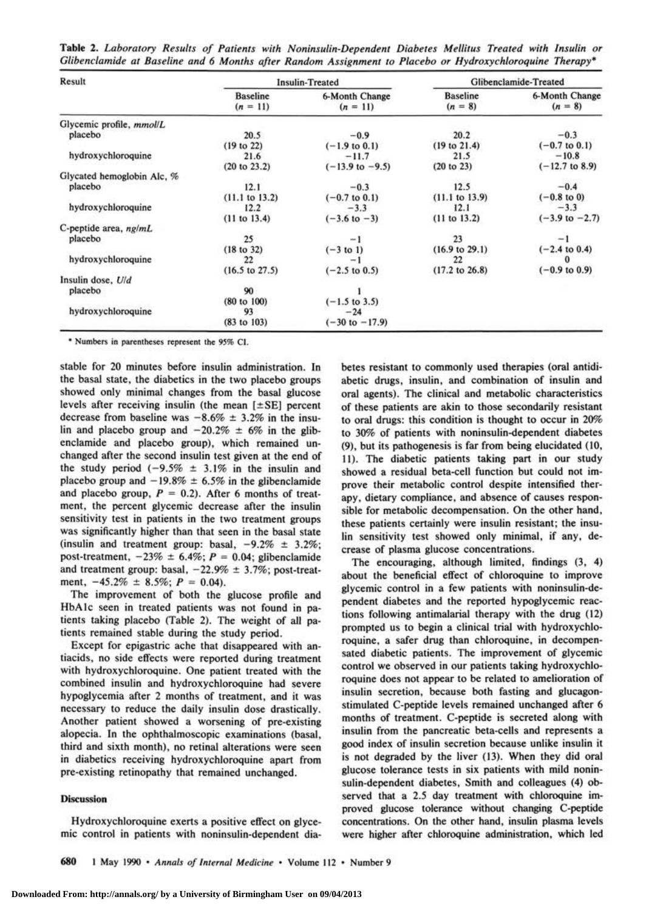**Table 2.** *Laboratory Results of Patients with Noninsulin-Dependent Diabetes Mellitus Treated with Insulin or Glibenclamide at Baseline and 6 Months after Random Assignment to Placebo or Hydroxychloroquine Therapy**

| Result | Insulin-Treated | | Glibenclamide-Treated | |
|---|---|---|---|---|
| | Baseline ($n = 11$) | 6-Month Change ($n = 11$) | Baseline ($n = 8$) | 6-Month Change ($n = 8$) |
| Glycemic profile, *mmol/L* | | | | |
| placebo | 20.5 (19 to 22) | −0.9 (−1.9 to 0.1) | 20.2 (19 to 21.4) | −0.3 (−0.7 to 0.1) |
| hydroxychloroquine | 21.6 (20 to 23.2) | −11.7 (−13.9 to −9.5) | 21.5 (20 to 23) | −10.8 (−12.7 to 8.9) |
| Glycated hemoglobin Alc, % | | | | |
| placebo | 12.1 (11.1 to 13.2) | −0.3 (−0.7 to 0.1) | 12.5 (11.1 to 13.9) | −0.4 (−0.8 to 0) |
| hydroxychloroquine | 12.2 (11 to 13.4) | −3.3 (−3.6 to −3) | 12.1 (11 to 13.2) | −3.3 (−3.9 to −2.7) |
| C-peptide area, *ng/mL* | | | | |
| placebo | 25 (18 to 32) | −1 (−3 to 1) | 23 (16.9 to 29.1) | −1 (−2.4 to 0.4) |
| hydroxychloroquine | 22 (16.5 to 27.5) | −1 (−2.5 to 0.5) | 22 (17.2 to 26.8) | 0 (−0.9 to 0.9) |
| Insulin dose, *U/d* | | | | |
| placebo | 90 (80 to 100) | 1 (−1.5 to 3.5) | | |
| hydroxychloroquine | 93 (83 to 103) | −24 (−30 to −17.9) | | |

\* Numbers in parentheses represent the 95% CI.

stable for 20 minutes before insulin administration. In the basal state, the diabetics in the two placebo groups showed only minimal changes from the basal glucose levels after receiving insulin (the mean [±SE] percent decrease from baseline was −8.6% ± 3.2% in the insulin and placebo group and −20.2% ± 6% in the glibenclamide and placebo group), which remained unchanged after the second insulin test given at the end of the study period (−9.5% ± 3.1% in the insulin and placebo group and −19.8% ± 6.5% in the glibenclamide and placebo group, $P = 0.2$). After 6 months of treatment, the percent glycemic decrease after the insulin sensitivity test in patients in the two treatment groups was significantly higher than that seen in the basal state (insulin and treatment group: basal, −9.2% ± 3.2%; post-treatment, −23% ± 6.4%; $P = 0.04$; glibenclamide and treatment group: basal, −22.9% ± 3.7%; post-treatment, −45.2% ± 8.5%; $P = 0.04$).

The improvement of both the glucose profile and HbAlc seen in treated patients was not found in patients taking placebo (Table 2). The weight of all patients remained stable during the study period.

Except for epigastric ache that disappeared with antiacids, no side effects were reported during treatment with hydroxychloroquine. One patient treated with the combined insulin and hydroxychloroquine had severe hypoglycemia after 2 months of treatment, and it was necessary to reduce the daily insulin dose drastically. Another patient showed a worsening of pre-existing alopecia. In the ophthalmoscopic examinations (basal, third and sixth month), no retinal alterations were seen in diabetics receiving hydroxychloroquine apart from pre-existing retinopathy that remained unchanged.

## Discussion

Hydroxychloroquine exerts a positive effect on glycemic control in patients with noninsulin-dependent diabetes resistant to commonly used therapies (oral antidiabetic drugs, insulin, and combination of insulin and oral agents). The clinical and metabolic characteristics of these patients are akin to those secondarily resistant to oral drugs: this condition is thought to occur in 20% to 30% of patients with noninsulin-dependent diabetes (9), but its pathogenesis is far from being elucidated (10, 11). The diabetic patients taking part in our study showed a residual beta-cell function but could not improve their metabolic control despite intensified therapy, dietary compliance, and absence of causes responsible for metabolic decompensation. On the other hand, these patients certainly were insulin resistant; the insulin sensitivity test showed only minimal, if any, decrease of plasma glucose concentrations.

The encouraging, although limited, findings (3, 4) about the beneficial effect of chloroquine to improve glycemic control in a few patients with noninsulin-dependent diabetes and the reported hypoglycemic reactions following antimalarial therapy with the drug (12) prompted us to begin a clinical trial with hydroxychloroquine, a safer drug than chloroquine, in decompensated diabetic patients. The improvement of glycemic control we observed in our patients taking hydroxychloroquine does not appear to be related to amelioration of insulin secretion, because both fasting and glucagon-stimulated C-peptide levels remained unchanged after 6 months of treatment. C-peptide is secreted along with insulin from the pancreatic beta-cells and represents a good index of insulin secretion because unlike insulin it is not degraded by the liver (13). When they did oral glucose tolerance tests in six patients with mild noninsulin-dependent diabetes, Smith and colleagues (4) observed that a 2.5 day treatment with chloroquine improved glucose tolerance without changing C-peptide concentrations. On the other hand, insulin plasma levels were higher after chloroquine administration, which led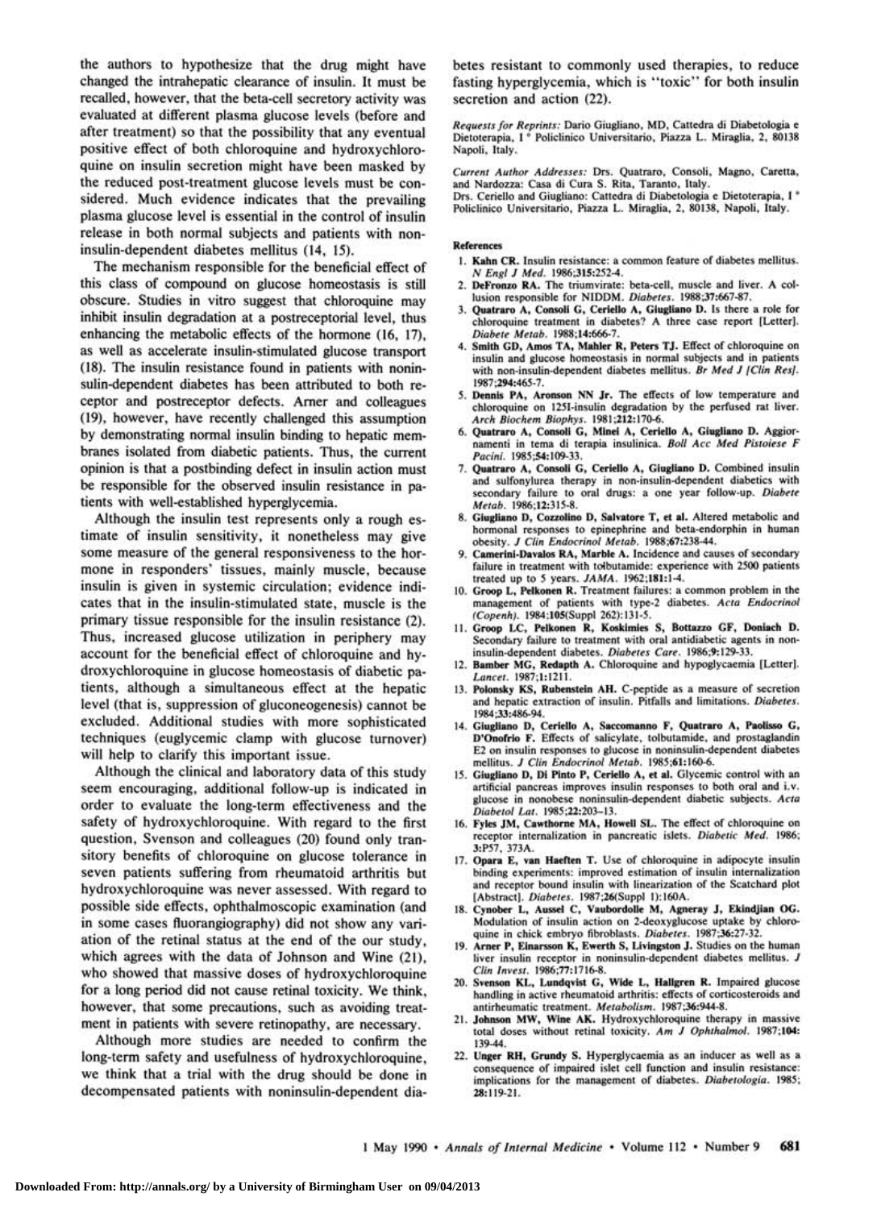the authors to hypothesize that the drug might have changed the intrahepatic clearance of insulin. It must be recalled, however, that the beta-cell secretory activity was evaluated at different plasma glucose levels (before and after treatment) so that the possibility that any eventual positive effect of both chloroquine and hydroxychloroquine on insulin secretion might have been masked by the reduced post-treatment glucose levels must be considered. Much evidence indicates that the prevailing plasma glucose level is essential in the control of insulin release in both normal subjects and patients with non-insulin-dependent diabetes mellitus (14, 15).

The mechanism responsible for the beneficial effect of this class of compound on glucose homeostasis is still obscure. Studies in vitro suggest that chloroquine may inhibit insulin degradation at a postreceptorial level, thus enhancing the metabolic effects of the hormone (16, 17), as well as accelerate insulin-stimulated glucose transport (18). The insulin resistance found in patients with noninsulin-dependent diabetes has been attributed to both receptor and postreceptor defects. Arner and colleagues (19), however, have recently challenged this assumption by demonstrating normal insulin binding to hepatic membranes isolated from diabetic patients. Thus, the current opinion is that a postbinding defect in insulin action must be responsible for the observed insulin resistance in patients with well-established hyperglycemia.

Although the insulin test represents only a rough estimate of insulin sensitivity, it nonetheless may give some measure of the general responsiveness to the hormone in responders' tissues, mainly muscle, because insulin is given in systemic circulation; evidence indicates that in the insulin-stimulated state, muscle is the primary tissue responsible for the insulin resistance (2). Thus, increased glucose utilization in periphery may account for the beneficial effect of chloroquine and hydroxychloroquine in glucose homeostasis of diabetic patients, although a simultaneous effect at the hepatic level (that is, suppression of gluconeogenesis) cannot be excluded. Additional studies with more sophisticated techniques (euglycemic clamp with glucose turnover) will help to clarify this important issue.

Although the clinical and laboratory data of this study seem encouraging, additional follow-up is indicated in order to evaluate the long-term effectiveness and the safety of hydroxychloroquine. With regard to the first question, Svenson and colleagues (20) found only transitory benefits of chloroquine on glucose tolerance in seven patients suffering from rheumatoid arthritis but hydroxychloroquine was never assessed. With regard to possible side effects, ophthalmoscopic examination (and in some cases fluorangiography) did not show any variation of the retinal status at the end of the our study, which agrees with the data of Johnson and Wine (21), who showed that massive doses of hydroxychloroquine for a long period did not cause retinal toxicity. We think, however, that some precautions, such as avoiding treatment in patients with severe retinopathy, are necessary.

Although more studies are needed to confirm the long-term safety and usefulness of hydroxychloroquine, we think that a trial with the drug should be done in decompensated patients with noninsulin-dependent diabetes resistant to commonly used therapies, to reduce fasting hyperglycemia, which is "toxic" for both insulin secretion and action (22).

*Requests for Reprints:* Dario Giugliano, MD, Cattedra di Diabetologia e Dietoterapia, I° Policlinico Universitario, Piazza L. Miraglia, 2, 80138 Napoli, Italy.

*Current Author Addresses:* Drs. Quatraro, Consoli, Magno, Caretta, and Nardozza: Casa di Cura S. Rita, Taranto, Italy.
Drs. Ceriello and Giugliano: Cattedra di Diabetologia e Dietoterapia, I° Policlinico Universitario, Piazza L. Miraglia, 2, 80138, Napoli, Italy.

## References

1. **Kahn CR.** Insulin resistance: a common feature of diabetes mellitus. *N Engl J Med.* 1986;**315**:252-4.
2. **DeFronzo RA.** The triumvirate: beta-cell, muscle and liver. A collusion responsible for NIDDM. *Diabetes.* 1988;**37**:667-87.
3. **Quatraro A, Consoli G, Ceriello A, Giugliano D.** Is there a role for chloroquine treatment in diabetes? A three case report [Letter]. *Diabete Metab.* 1988;**14**:666-7.
4. **Smith GD, Amos TA, Mahler R, Peters TJ.** Effect of chloroquine on insulin and glucose homeostasis in normal subjects and in patients with non-insulin-dependent diabetes mellitus. *Br Med J [Clin Res].* 1987;**294**:465-7.
5. **Dennis PA, Aronson NN Jr.** The effects of low temperature and chloroquine on 125I-insulin degradation by the perfused rat liver. *Arch Biochem Biophys.* 1981;**212**:170-6.
6. **Quatraro A, Consoli G, Minei A, Ceriello A, Giugliano D.** Aggiornamenti in tema di terapia insulinica. *Boll Acc Med Pistoiese F Pacini.* 1985;**54**:109-33.
7. **Quatraro A, Consoli G, Ceriello A, Giugliano D.** Combined insulin and sulfonylurea therapy in non-insulin-dependent diabetics with secondary failure to oral drugs: a one year follow-up. *Diabete Metab.* 1986;**12**:315-8.
8. **Giugliano D, Cozzolino D, Salvatore T, et al.** Altered metabolic and hormonal responses to epinephrine and beta-endorphin in human obesity. *J Clin Endocrinol Metab.* 1988;**67**:238-44.
9. **Camerini-Davalos RA, Marble A.** Incidence and causes of secondary failure in treatment with tolbutamide: experience with 2500 patients treated up to 5 years. *JAMA.* 1962;**181**:1-4.
10. **Groop L, Pelkonen R.** Treatment failures: a common problem in the management of patients with type-2 diabetes. *Acta Endocrinol (Copenh).* 1984;**105**(Suppl 262):131-5.
11. **Groop LC, Pelkonen R, Koskimies S, Bottazzo GF, Doniach D.** Secondary failure to treatment with oral antidiabetic agents in non-insulin-dependent diabetes. *Diabetes Care.* 1986;**9**:129-33.
12. **Bamber MG, Redapth A.** Chloroquine and hypoglycaemia [Letter]. *Lancet.* 1987;**1**:1211.
13. **Polonsky KS, Rubenstein AH.** C-peptide as a measure of secretion and hepatic extraction of insulin. Pitfalls and limitations. *Diabetes.* 1984;**33**:486-94.
14. **Giugliano D, Ceriello A, Saccomanno F, Quatraro A, Paolisso G, D'Onofrio F.** Effects of salicylate, tolbutamide, and prostaglandin E2 on insulin responses to glucose in noninsulin-dependent diabetes mellitus. *J Clin Endocrinol Metab.* 1985;**61**:160-6.
15. **Giugliano D, Di Pinto P, Ceriello A, et al.** Glycemic control with an artificial pancreas improves insulin responses to both oral and i.v. glucose in nonobese noninsulin-dependent diabetic subjects. *Acta Diabetol Lat.* 1985;**22**:203-13.
16. **Fyles JM, Cawthorne MA, Howell SL.** The effect of chloroquine on receptor internalization in pancreatic islets. *Diabetic Med.* 1986; **3**:P57, 373A.
17. **Opara E, van Haeften T.** Use of chloroquine in adipocyte insulin binding experiments: improved estimation of insulin internalization and receptor bound insulin with linearization of the Scatchard plot [Abstract]. *Diabetes.* 1987;**26**(Suppl 1):160A.
18. **Cynober L, Aussel C, Vaubordolle M, Agneray J, Ekindjian OG.** Modulation of insulin action on 2-deoxyglucose uptake by chloroquine in chick embryo fibroblasts. *Diabetes.* 1987;**36**:27-32.
19. **Arner P, Einarsson K, Ewerth S, Livingston J.** Studies on the human liver insulin receptor in noninsulin-dependent diabetes mellitus. *J Clin Invest.* 1986;**77**:1716-8.
20. **Svenson KL, Lundqvist G, Wide L, Hallgren R.** Impaired glucose handling in active rheumatoid arthritis: effects of corticosteroids and antirheumatic treatment. *Metabolism.* 1987;**36**:944-8.
21. **Johnson MW, Wine AK.** Hydroxychloroquine therapy in massive total doses without retinal toxicity. *Am J Ophthalmol.* 1987;**104**: 139-44.
22. **Unger RH, Grundy S.** Hyperglycaemia as an inducer as well as a consequence of impaired islet cell function and insulin resistance: implications for the management of diabetes. *Diabetologia.* 1985; **28**:119-21.